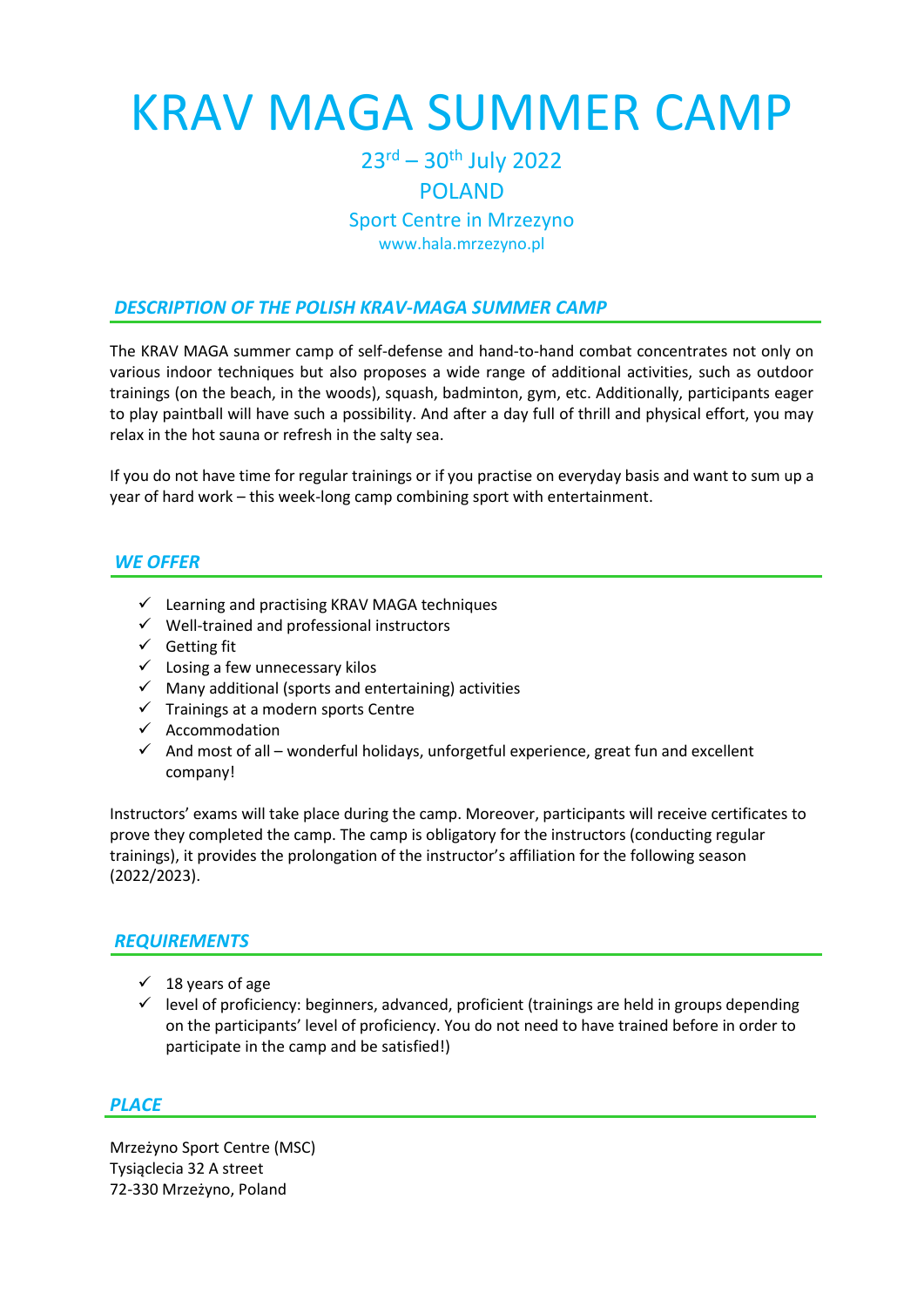# KRAV MAGA SUMMER CAMP

23rd – 30th July 2022

POLAND

Sport Centre in Mrzezyno

www.hala.mrzezyno.pl

## *DESCRIPTION OF THE POLISH KRAV-MAGA SUMMER CAMP*

The KRAV MAGA summer camp of self-defense and hand-to-hand combat concentrates not only on various indoor techniques but also proposes a wide range of additional activities, such as outdoor trainings (on the beach, in the woods), squash, badminton, gym, etc. Additionally, participants eager to play paintball will have such a possibility. And after a day full of thrill and physical effort, you may relax in the hot sauna or refresh in the salty sea.

If you do not have time for regular trainings or if you practise on everyday basis and want to sum up a year of hard work – this week-long camp combining sport with entertainment.

## *WE OFFER*

- ✓ Learning and practising KRAV MAGA techniques
- ✓ Well-trained and professional instructors
- ✓ Getting fit
- ✓ Losing a few unnecessary kilos
- ✓ Many additional (sports and entertaining) activities
- ✓ Trainings at a modern sports Centre
- ✓ Accommodation
- ✓ And most of all – wonderful holidays, unforgetful experience, great fun and excellent company!

Instructors' exams will take place during the camp. Moreover, participants will receive certificates to prove they completed the camp. The camp is obligatory for the instructors (conducting regular trainings), it provides the prolongation of the instructor's affiliation for the following season (2022/2023).

## *REQUIREMENTS*

- ✓ 18 years of age
- ✓ level of proficiency: beginners, advanced, proficient (trainings are held in groups depending on the participants' level of proficiency. You do not need to have trained before in order to participate in the camp and be satisfied!)

## *PLACE*

Mrzeżyno Sport Centre (MSC)
Tysiąclecia 32 A street
72-330 Mrzeżyno, Poland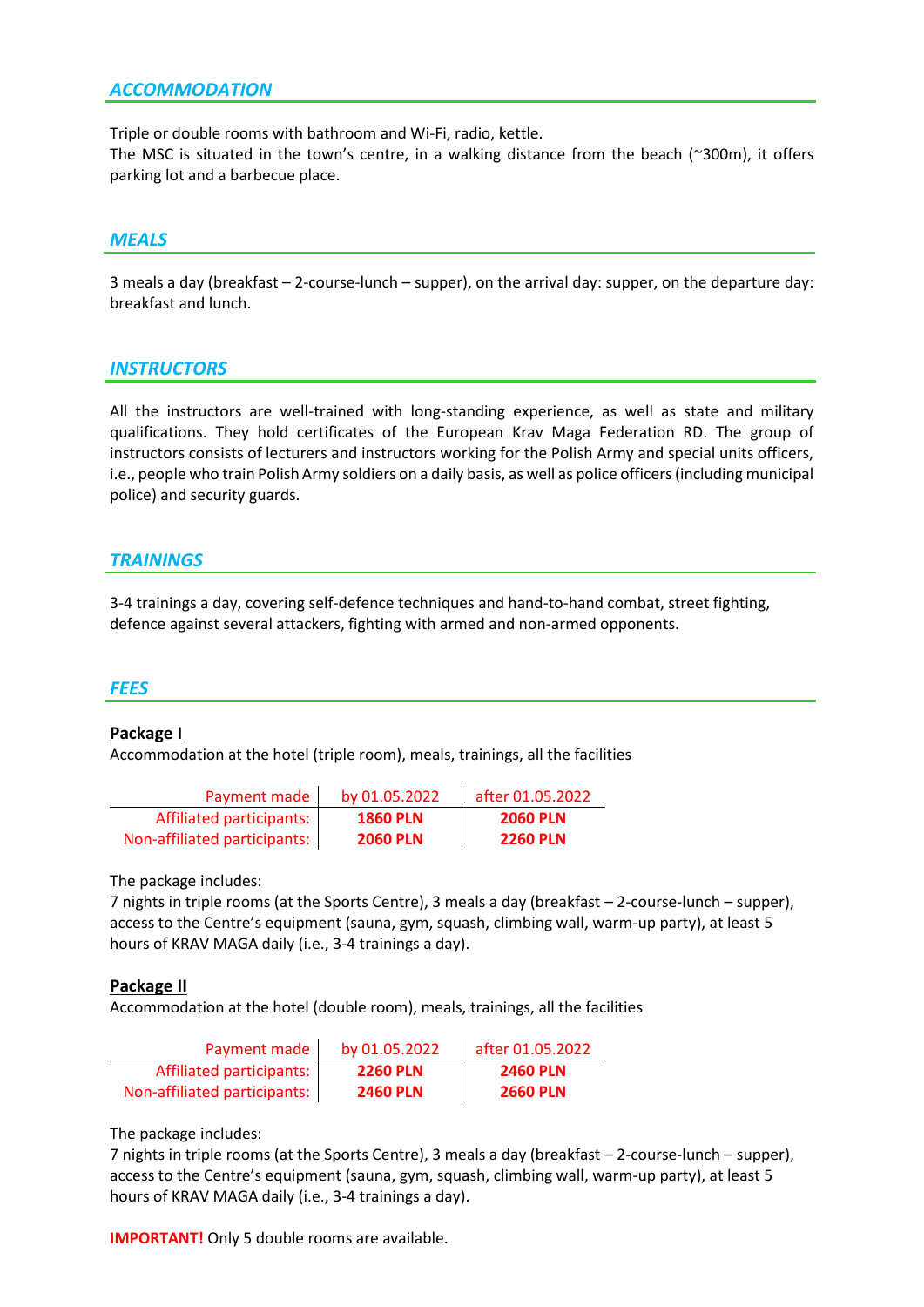## *ACCOMMODATION*

Triple or double rooms with bathroom and Wi-Fi, radio, kettle.
The MSC is situated in the town's centre, in a walking distance from the beach (~300m), it offers parking lot and a barbecue place.

## *MEALS*

3 meals a day (breakfast – 2-course-lunch – supper), on the arrival day: supper, on the departure day: breakfast and lunch.

## *INSTRUCTORS*

All the instructors are well-trained with long-standing experience, as well as state and military qualifications. They hold certificates of the European Krav Maga Federation RD. The group of instructors consists of lecturers and instructors working for the Polish Army and special units officers, i.e., people who train Polish Army soldiers on a daily basis, as well as police officers (including municipal police) and security guards.

## *TRAININGS*

3-4 trainings a day, covering self-defence techniques and hand-to-hand combat, street fighting, defence against several attackers, fighting with armed and non-armed opponents.

## *FEES*

**Package I**
Accommodation at the hotel (triple room), meals, trainings, all the facilities

| Payment made | by 01.05.2022 | after 01.05.2022 |
|---|---|---|
| Affiliated participants: | **1860 PLN** | **2060 PLN** |
| Non-affiliated participants: | **2060 PLN** | **2260 PLN** |

The package includes:
7 nights in triple rooms (at the Sports Centre), 3 meals a day (breakfast – 2-course-lunch – supper), access to the Centre's equipment (sauna, gym, squash, climbing wall, warm-up party), at least 5 hours of KRAV MAGA daily (i.e., 3-4 trainings a day).

**Package II**
Accommodation at the hotel (double room), meals, trainings, all the facilities

| Payment made | by 01.05.2022 | after 01.05.2022 |
|---|---|---|
| Affiliated participants: | **2260 PLN** | **2460 PLN** |
| Non-affiliated participants: | **2460 PLN** | **2660 PLN** |

The package includes:
7 nights in triple rooms (at the Sports Centre), 3 meals a day (breakfast – 2-course-lunch – supper), access to the Centre's equipment (sauna, gym, squash, climbing wall, warm-up party), at least 5 hours of KRAV MAGA daily (i.e., 3-4 trainings a day).

**IMPORTANT!** Only 5 double rooms are available.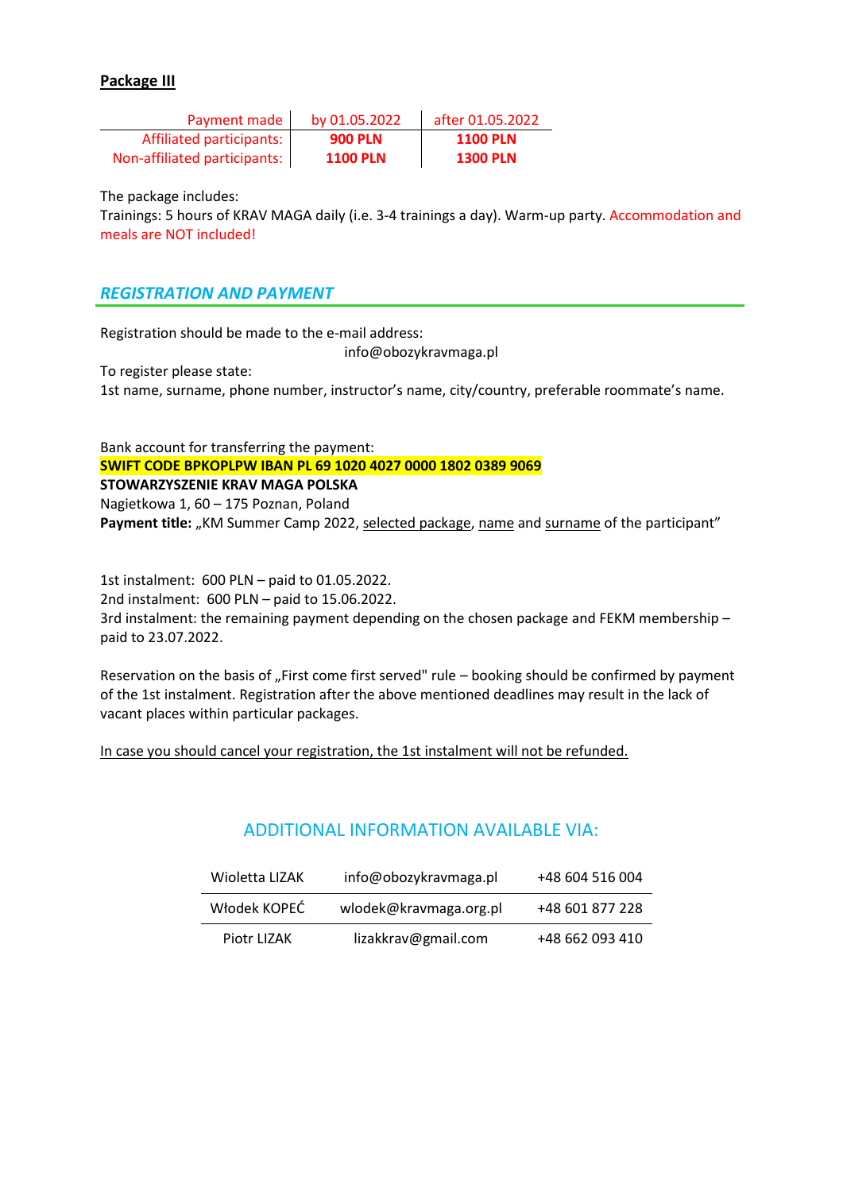**Package III**

| Payment made | by 01.05.2022 | after 01.05.2022 |
|---|---|---|
| Affiliated participants: | **900 PLN** | **1100 PLN** |
| Non-affiliated participants: | **1100 PLN** | **1300 PLN** |

The package includes:
Trainings: 5 hours of KRAV MAGA daily (i.e. 3-4 trainings a day). Warm-up party. Accommodation and meals are NOT included!

## *REGISTRATION AND PAYMENT*

Registration should be made to the e-mail address:

info@obozykravmaga.pl

To register please state:
1st name, surname, phone number, instructor's name, city/country, preferable roommate's name.

Bank account for transferring the payment:
**SWIFT CODE BPKOPLPW IBAN PL 69 1020 4027 0000 1802 0389 9069**
**STOWARZYSZENIE KRAV MAGA POLSKA**
Nagietkowa 1, 60 – 175 Poznan, Poland
**Payment title:** „KM Summer Camp 2022, selected package, name and surname of the participant"

1st instalment: 600 PLN – paid to 01.05.2022.
2nd instalment: 600 PLN – paid to 15.06.2022.
3rd instalment: the remaining payment depending on the chosen package and FEKM membership – paid to 23.07.2022.

Reservation on the basis of „First come first served" rule – booking should be confirmed by payment of the 1st instalment. Registration after the above mentioned deadlines may result in the lack of vacant places within particular packages.

In case you should cancel your registration, the 1st instalment will not be refunded.

## ADDITIONAL INFORMATION AVAILABLE VIA:

| | | |
|---|---|---|
| Wioletta LIZAK | info@obozykravmaga.pl | +48 604 516 004 |
| Włodek KOPEĆ | wlodek@kravmaga.org.pl | +48 601 877 228 |
| Piotr LIZAK | lizakkrav@gmail.com | +48 662 093 410 |